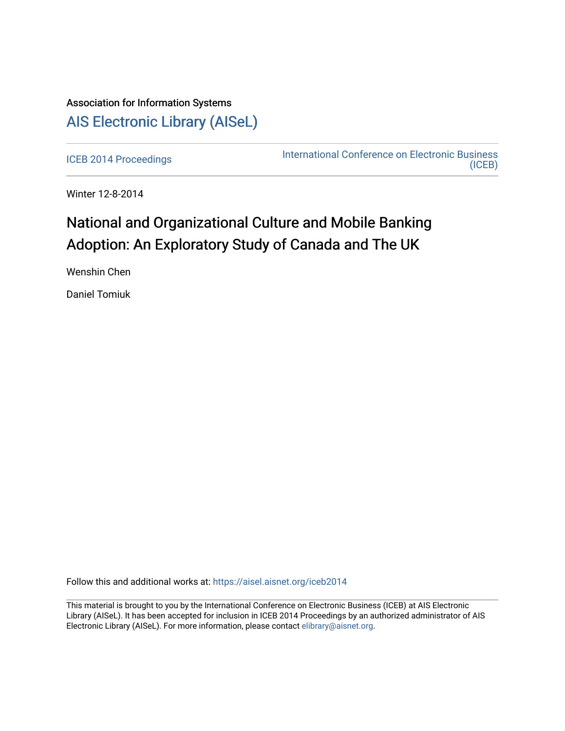Association for Information Systems

# AIS Electronic Library (AISeL)

ICEB 2014 Proceedings

International Conference on Electronic Business (ICEB)

Winter 12-8-2014

## National and Organizational Culture and Mobile Banking Adoption: An Exploratory Study of Canada and The UK

Wenshin Chen

Daniel Tomiuk

Follow this and additional works at: https://aisel.aisnet.org/iceb2014

This material is brought to you by the International Conference on Electronic Business (ICEB) at AIS Electronic Library (AISeL). It has been accepted for inclusion in ICEB 2014 Proceedings by an authorized administrator of AIS Electronic Library (AISeL). For more information, please contact elibrary@aisnet.org.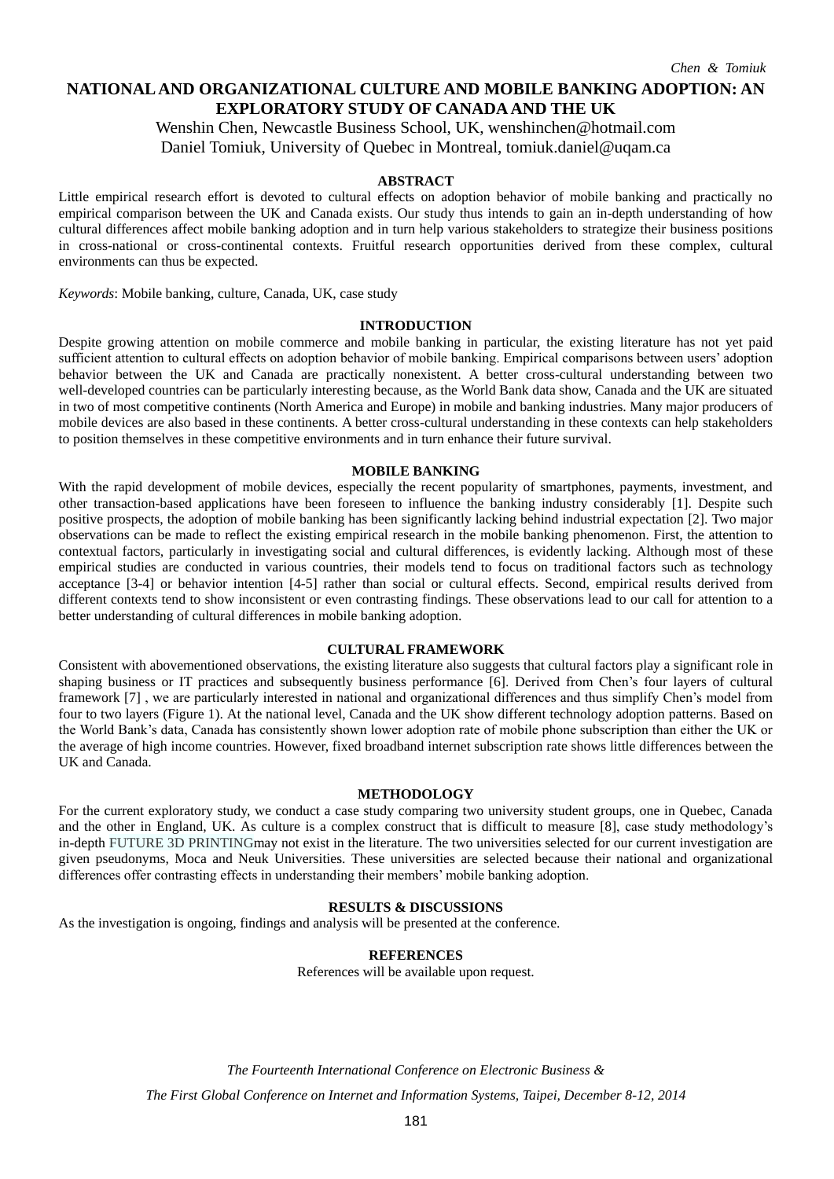# NATIONAL AND ORGANIZATIONAL CULTURE AND MOBILE BANKING ADOPTION: AN EXPLORATORY STUDY OF CANADA AND THE UK

Wenshin Chen, Newcastle Business School, UK, wenshinchen@hotmail.com
Daniel Tomiuk, University of Quebec in Montreal, tomiuk.daniel@uqam.ca

## ABSTRACT

Little empirical research effort is devoted to cultural effects on adoption behavior of mobile banking and practically no empirical comparison between the UK and Canada exists. Our study thus intends to gain an in-depth understanding of how cultural differences affect mobile banking adoption and in turn help various stakeholders to strategize their business positions in cross-national or cross-continental contexts. Fruitful research opportunities derived from these complex, cultural environments can thus be expected.

*Keywords*: Mobile banking, culture, Canada, UK, case study

## INTRODUCTION

Despite growing attention on mobile commerce and mobile banking in particular, the existing literature has not yet paid sufficient attention to cultural effects on adoption behavior of mobile banking. Empirical comparisons between users' adoption behavior between the UK and Canada are practically nonexistent. A better cross-cultural understanding between two well-developed countries can be particularly interesting because, as the World Bank data show, Canada and the UK are situated in two of most competitive continents (North America and Europe) in mobile and banking industries. Many major producers of mobile devices are also based in these continents. A better cross-cultural understanding in these contexts can help stakeholders to position themselves in these competitive environments and in turn enhance their future survival.

## MOBILE BANKING

With the rapid development of mobile devices, especially the recent popularity of smartphones, payments, investment, and other transaction-based applications have been foreseen to influence the banking industry considerably [1]. Despite such positive prospects, the adoption of mobile banking has been significantly lacking behind industrial expectation [2]. Two major observations can be made to reflect the existing empirical research in the mobile banking phenomenon. First, the attention to contextual factors, particularly in investigating social and cultural differences, is evidently lacking. Although most of these empirical studies are conducted in various countries, their models tend to focus on traditional factors such as technology acceptance [3-4] or behavior intention [4-5] rather than social or cultural effects. Second, empirical results derived from different contexts tend to show inconsistent or even contrasting findings. These observations lead to our call for attention to a better understanding of cultural differences in mobile banking adoption.

## CULTURAL FRAMEWORK

Consistent with abovementioned observations, the existing literature also suggests that cultural factors play a significant role in shaping business or IT practices and subsequently business performance [6]. Derived from Chen's four layers of cultural framework [7] , we are particularly interested in national and organizational differences and thus simplify Chen's model from four to two layers (Figure 1). At the national level, Canada and the UK show different technology adoption patterns. Based on the World Bank's data, Canada has consistently shown lower adoption rate of mobile phone subscription than either the UK or the average of high income countries. However, fixed broadband internet subscription rate shows little differences between the UK and Canada.

## METHODOLOGY

For the current exploratory study, we conduct a case study comparing two university student groups, one in Quebec, Canada and the other in England, UK. As culture is a complex construct that is difficult to measure [8], case study methodology's in-depth FUTURE 3D PRINTINGmay not exist in the literature. The two universities selected for our current investigation are given pseudonyms, Moca and Neuk Universities. These universities are selected because their national and organizational differences offer contrasting effects in understanding their members' mobile banking adoption.

## RESULTS & DISCUSSIONS

As the investigation is ongoing, findings and analysis will be presented at the conference.

## REFERENCES

References will be available upon request.